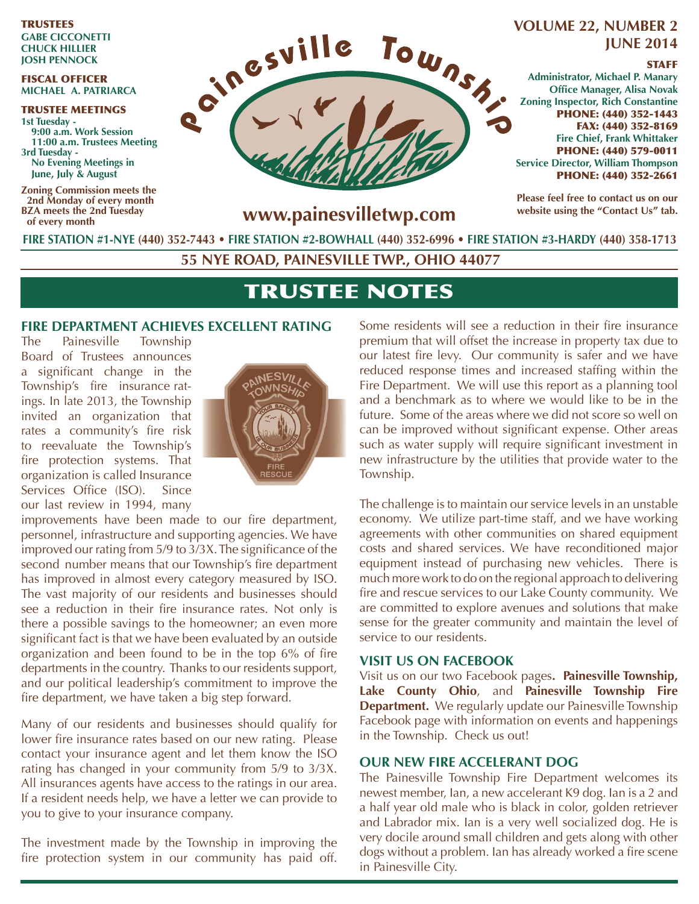**TRUSTEES**
**GABE CICCONETTI**
**CHUCK HILLIER**
**JOSH PENNOCK**

**FISCAL OFFICER**
**MICHAEL A. PATRIARCA**

**TRUSTEE MEETINGS**
**1st Tuesday -**
**9:00 a.m. Work Session**
**11:00 a.m. Trustees Meeting**
**3rd Tuesday -**
**No Evening Meetings in June, July & August**

**Zoning Commission meets the 2nd Monday of every month**
**BZA meets the 2nd Tuesday of every month**

# Painesville Township

**www.painesvilletwp.com**

**VOLUME 22, NUMBER 2**
**JUNE 2014**

**STAFF**
**Administrator, Michael P. Manary**
**Office Manager, Alisa Novak**
**Zoning Inspector, Rich Constantine**
**PHONE: (440) 352-1443**
**FAX: (440) 352-8169**
**Fire Chief, Frank Whittaker**
**PHONE: (440) 579-0011**
**Service Director, William Thompson**
**PHONE: (440) 352-2661**

**Please feel free to contact us on our website using the "Contact Us" tab.**

**FIRE STATION #1-NYE (440) 352-7443 • FIRE STATION #2-BOWHALL (440) 352-6996 • FIRE STATION #3-HARDY (440) 358-1713**

**55 NYE ROAD, PAINESVILLE TWP., OHIO 44077**

# TRUSTEE NOTES

## FIRE DEPARTMENT ACHIEVES EXCELLENT RATING

The Painesville Township Board of Trustees announces a significant change in the Township's fire insurance ratings. In late 2013, the Township invited an organization that rates a community's fire risk to reevaluate the Township's fire protection systems. That organization is called Insurance Services Office (ISO). Since our last review in 1994, many improvements have been made to our fire department, personnel, infrastructure and supporting agencies. We have improved our rating from 5/9 to 3/3X. The significance of the second number means that our Township's fire department has improved in almost every category measured by ISO. The vast majority of our residents and businesses should see a reduction in their fire insurance rates. Not only is there a possible savings to the homeowner; an even more significant fact is that we have been evaluated by an outside organization and been found to be in the top 6% of fire departments in the country. Thanks to our residents support, and our political leadership's commitment to improve the fire department, we have taken a big step forward.

Many of our residents and businesses should qualify for lower fire insurance rates based on our new rating. Please contact your insurance agent and let them know the ISO rating has changed in your community from 5/9 to 3/3X. All insurances agents have access to the ratings in our area. If a resident needs help, we have a letter we can provide to you to give to your insurance company.

The investment made by the Township in improving the fire protection system in our community has paid off. Some residents will see a reduction in their fire insurance premium that will offset the increase in property tax due to our latest fire levy. Our community is safer and we have reduced response times and increased staffing within the Fire Department. We will use this report as a planning tool and a benchmark as to where we would like to be in the future. Some of the areas where we did not score so well on can be improved without significant expense. Other areas such as water supply will require significant investment in new infrastructure by the utilities that provide water to the Township.

The challenge is to maintain our service levels in an unstable economy. We utilize part-time staff, and we have working agreements with other communities on shared equipment costs and shared services. We have reconditioned major equipment instead of purchasing new vehicles. There is much more work to do on the regional approach to delivering fire and rescue services to our Lake County community. We are committed to explore avenues and solutions that make sense for the greater community and maintain the level of service to our residents.

## VISIT US ON FACEBOOK

Visit us on our two Facebook pages**. Painesville Township, Lake County Ohio**, and **Painesville Township Fire Department.** We regularly update our Painesville Township Facebook page with information on events and happenings in the Township. Check us out!

## OUR NEW FIRE ACCELERANT DOG

The Painesville Township Fire Department welcomes its newest member, Ian, a new accelerant K9 dog. Ian is a 2 and a half year old male who is black in color, golden retriever and Labrador mix. Ian is a very well socialized dog. He is very docile around small children and gets along with other dogs without a problem. Ian has already worked a fire scene in Painesville City.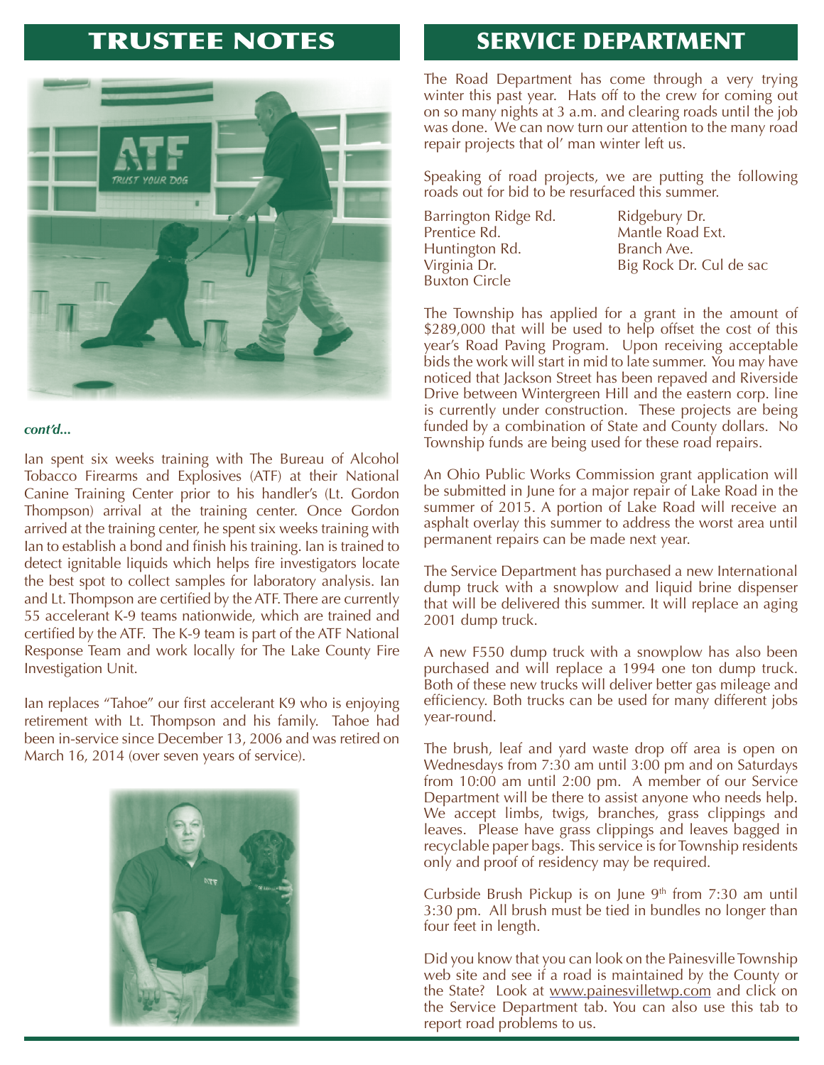# TRUSTEE NOTES

*cont'd...*

Ian spent six weeks training with The Bureau of Alcohol Tobacco Firearms and Explosives (ATF) at their National Canine Training Center prior to his handler's (Lt. Gordon Thompson) arrival at the training center. Once Gordon arrived at the training center, he spent six weeks training with Ian to establish a bond and finish his training. Ian is trained to detect ignitable liquids which helps fire investigators locate the best spot to collect samples for laboratory analysis. Ian and Lt. Thompson are certified by the ATF. There are currently 55 accelerant K-9 teams nationwide, which are trained and certified by the ATF. The K-9 team is part of the ATF National Response Team and work locally for The Lake County Fire Investigation Unit.

Ian replaces "Tahoe" our first accelerant K9 who is enjoying retirement with Lt. Thompson and his family. Tahoe had been in-service since December 13, 2006 and was retired on March 16, 2014 (over seven years of service).

# SERVICE DEPARTMENT

The Road Department has come through a very trying winter this past year. Hats off to the crew for coming out on so many nights at 3 a.m. and clearing roads until the job was done. We can now turn our attention to the many road repair projects that ol' man winter left us.

Speaking of road projects, we are putting the following roads out for bid to be resurfaced this summer.

- Barrington Ridge Rd.
- Prentice Rd.
- Huntington Rd.
- Virginia Dr.
- Buxton Circle
- Ridgebury Dr.
- Mantle Road Ext.
- Branch Ave.
- Big Rock Dr. Cul de sac

The Township has applied for a grant in the amount of $289,000 that will be used to help offset the cost of this year's Road Paving Program. Upon receiving acceptable bids the work will start in mid to late summer. You may have noticed that Jackson Street has been repaved and Riverside Drive between Wintergreen Hill and the eastern corp. line is currently under construction. These projects are being funded by a combination of State and County dollars. No Township funds are being used for these road repairs.

An Ohio Public Works Commission grant application will be submitted in June for a major repair of Lake Road in the summer of 2015. A portion of Lake Road will receive an asphalt overlay this summer to address the worst area until permanent repairs can be made next year.

The Service Department has purchased a new International dump truck with a snowplow and liquid brine dispenser that will be delivered this summer. It will replace an aging 2001 dump truck.

A new F550 dump truck with a snowplow has also been purchased and will replace a 1994 one ton dump truck. Both of these new trucks will deliver better gas mileage and efficiency. Both trucks can be used for many different jobs year-round.

The brush, leaf and yard waste drop off area is open on Wednesdays from 7:30 am until 3:00 pm and on Saturdays from 10:00 am until 2:00 pm. A member of our Service Department will be there to assist anyone who needs help. We accept limbs, twigs, branches, grass clippings and leaves. Please have grass clippings and leaves bagged in recyclable paper bags. This service is for Township residents only and proof of residency may be required.

Curbside Brush Pickup is on June 9th from 7:30 am until 3:30 pm. All brush must be tied in bundles no longer than four feet in length.

Did you know that you can look on the Painesville Township web site and see if a road is maintained by the County or the State? Look at www.painesvilletwp.com and click on the Service Department tab. You can also use this tab to report road problems to us.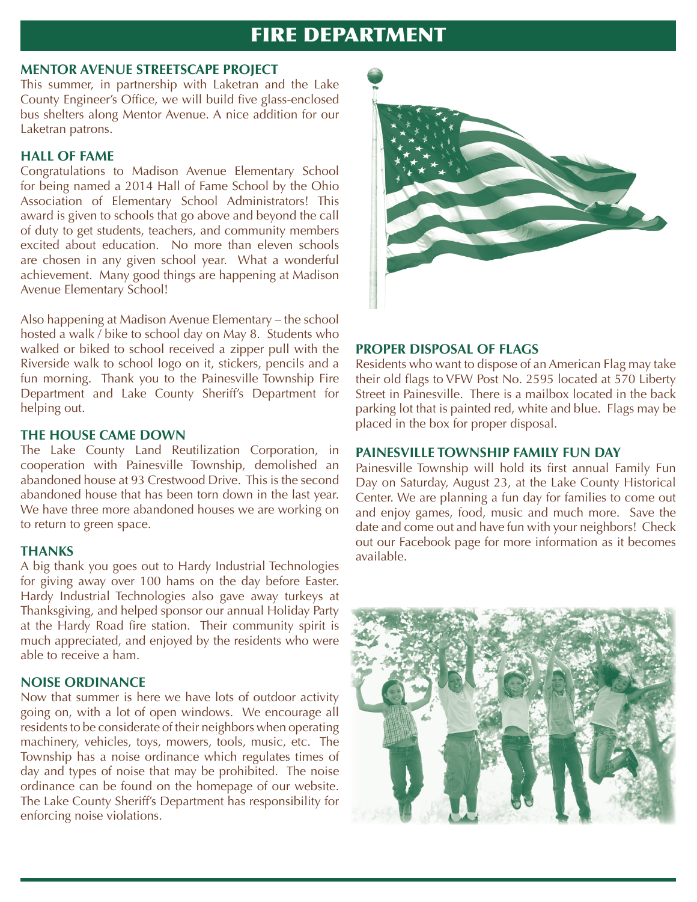# FIRE DEPARTMENT

## MENTOR AVENUE STREETSCAPE PROJECT

This summer, in partnership with Laketran and the Lake County Engineer's Office, we will build five glass-enclosed bus shelters along Mentor Avenue. A nice addition for our Laketran patrons.

## HALL OF FAME

Congratulations to Madison Avenue Elementary School for being named a 2014 Hall of Fame School by the Ohio Association of Elementary School Administrators! This award is given to schools that go above and beyond the call of duty to get students, teachers, and community members excited about education. No more than eleven schools are chosen in any given school year. What a wonderful achievement. Many good things are happening at Madison Avenue Elementary School!

Also happening at Madison Avenue Elementary – the school hosted a walk / bike to school day on May 8. Students who walked or biked to school received a zipper pull with the Riverside walk to school logo on it, stickers, pencils and a fun morning. Thank you to the Painesville Township Fire Department and Lake County Sheriff's Department for helping out.

## THE HOUSE CAME DOWN

The Lake County Land Reutilization Corporation, in cooperation with Painesville Township, demolished an abandoned house at 93 Crestwood Drive. This is the second abandoned house that has been torn down in the last year. We have three more abandoned houses we are working on to return to green space.

## THANKS

A big thank you goes out to Hardy Industrial Technologies for giving away over 100 hams on the day before Easter. Hardy Industrial Technologies also gave away turkeys at Thanksgiving, and helped sponsor our annual Holiday Party at the Hardy Road fire station. Their community spirit is much appreciated, and enjoyed by the residents who were able to receive a ham.

## NOISE ORDINANCE

Now that summer is here we have lots of outdoor activity going on, with a lot of open windows. We encourage all residents to be considerate of their neighbors when operating machinery, vehicles, toys, mowers, tools, music, etc. The Township has a noise ordinance which regulates times of day and types of noise that may be prohibited. The noise ordinance can be found on the homepage of our website. The Lake County Sheriff's Department has responsibility for enforcing noise violations.

## PROPER DISPOSAL OF FLAGS

Residents who want to dispose of an American Flag may take their old flags to VFW Post No. 2595 located at 570 Liberty Street in Painesville. There is a mailbox located in the back parking lot that is painted red, white and blue. Flags may be placed in the box for proper disposal.

## PAINESVILLE TOWNSHIP FAMILY FUN DAY

Painesville Township will hold its first annual Family Fun Day on Saturday, August 23, at the Lake County Historical Center. We are planning a fun day for families to come out and enjoy games, food, music and much more. Save the date and come out and have fun with your neighbors! Check out our Facebook page for more information as it becomes available.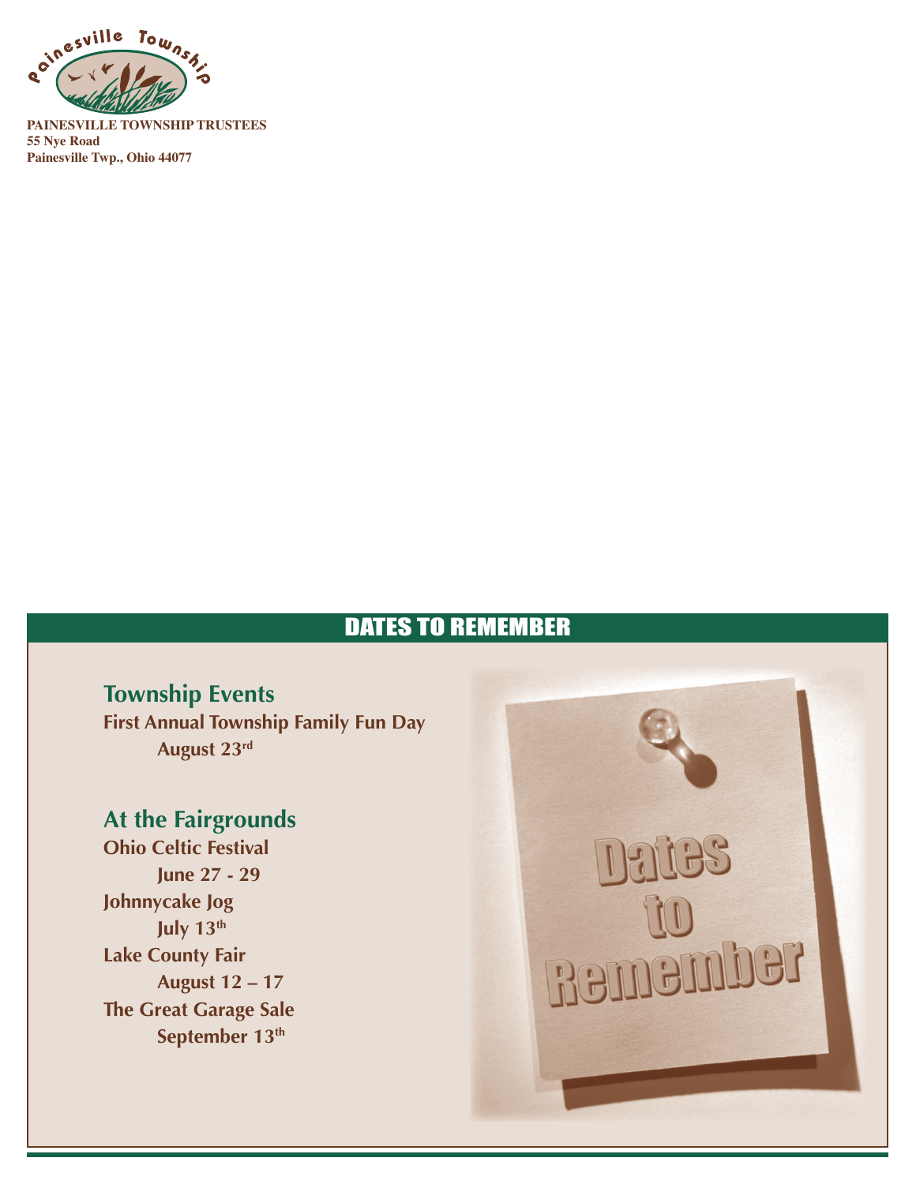Painesville Township

**PAINESVILLE TOWNSHIP TRUSTEES**
**55 Nye Road**
**Painesville Twp., Ohio 44077**

## DATES TO REMEMBER

### Township Events

**First Annual Township Family Fun Day**
**August 23rd**

### At the Fairgrounds

**Ohio Celtic Festival**
**June 27 - 29**

**Johnnycake Jog**
**July 13th**

**Lake County Fair**
**August 12 – 17**

**The Great Garage Sale**
**September 13th**

Dates to Remember